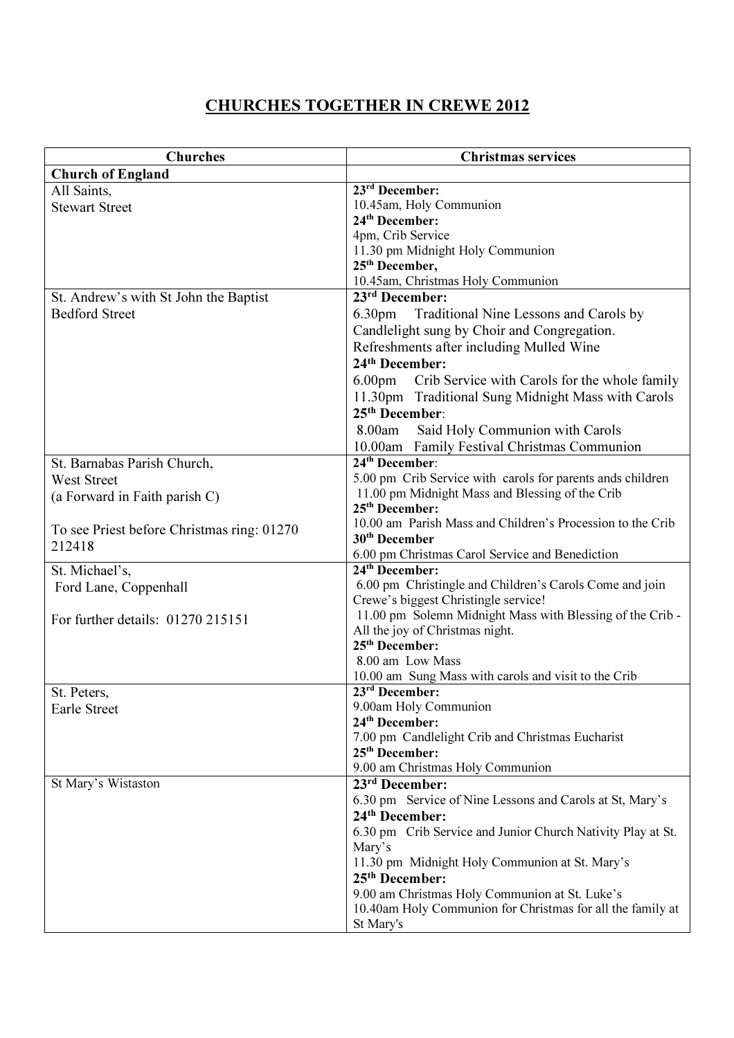# CHURCHES TOGETHER IN CREWE 2012

| Churches | Christmas services |
|---|---|
| **Church of England** | |
| All Saints,<br>Stewart Street | **23rd December:**<br>10.45am, Holy Communion<br>**24th December:**<br>4pm, Crib Service<br>11.30 pm Midnight Holy Communion<br>**25th December,**<br>10.45am, Christmas Holy Communion |
| St. Andrew's with St John the Baptist<br>Bedford Street | **23rd December:**<br>6.30pm Traditional Nine Lessons and Carols by Candlelight sung by Choir and Congregation. Refreshments after including Mulled Wine<br>**24th December:**<br>6.00pm Crib Service with Carols for the whole family<br>11.30pm Traditional Sung Midnight Mass with Carols<br>**25th December**:<br>8.00am Said Holy Communion with Carols<br>10.00am Family Festival Christmas Communion |
| St. Barnabas Parish Church,<br>West Street<br>(a Forward in Faith parish C)<br><br>To see Priest before Christmas ring: 01270 212418 | **24th December**:<br>5.00 pm Crib Service with carols for parents ands children<br>11.00 pm Midnight Mass and Blessing of the Crib<br>**25th December:**<br>10.00 am Parish Mass and Children's Procession to the Crib<br>**30th December**<br>6.00 pm Christmas Carol Service and Benediction |
| St. Michael's,<br>Ford Lane, Coppenhall<br><br>For further details: 01270 215151 | **24th December:**<br>6.00 pm Christingle and Children's Carols Come and join Crewe's biggest Christingle service!<br>11.00 pm Solemn Midnight Mass with Blessing of the Crib - All the joy of Christmas night.<br>**25th December:**<br>8.00 am Low Mass<br>10.00 am Sung Mass with carols and visit to the Crib |
| St. Peters,<br>Earle Street | **23rd December:**<br>9.00am Holy Communion<br>**24th December:**<br>7.00 pm Candlelight Crib and Christmas Eucharist<br>**25th December:**<br>9.00 am Christmas Holy Communion |
| St Mary's Wistaston | **23rd December:**<br>6.30 pm Service of Nine Lessons and Carols at St, Mary's<br>**24th December:**<br>6.30 pm Crib Service and Junior Church Nativity Play at St. Mary's<br>11.30 pm Midnight Holy Communion at St. Mary's<br>**25th December:**<br>9.00 am Christmas Holy Communion at St. Luke's<br>10.40am Holy Communion for Christmas for all the family at St Mary's |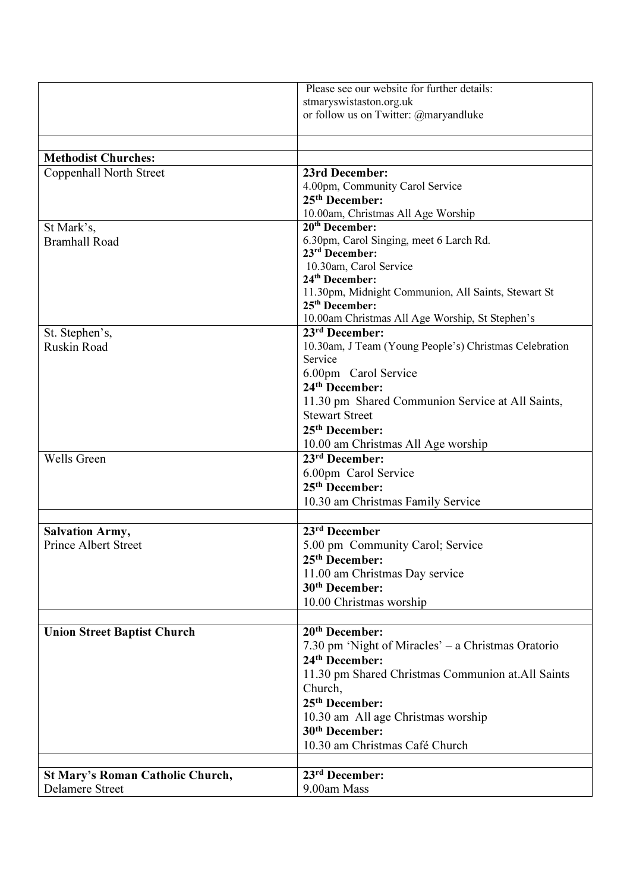| | |
|---|---|
| | Please see our website for further details:<br>stmaryswistaston.org.uk<br>or follow us on Twitter: @maryandluke |
| | |
| **Methodist Churches:** | |
| Coppenhall North Street | **23rd December:**<br>4.00pm, Community Carol Service<br>**25th December:**<br>10.00am, Christmas All Age Worship |
| St Mark's,<br>Bramhall Road | **20th December:**<br>6.30pm, Carol Singing, meet 6 Larch Rd.<br>**23rd December:**<br>10.30am, Carol Service<br>**24th December:**<br>11.30pm, Midnight Communion, All Saints, Stewart St<br>**25th December:**<br>10.00am Christmas All Age Worship, St Stephen's |
| St. Stephen's,<br>Ruskin Road | **23rd December:**<br>10.30am, J Team (Young People's) Christmas Celebration Service<br>6.00pm Carol Service<br>**24th December:**<br>11.30 pm Shared Communion Service at All Saints, Stewart Street<br>**25th December:**<br>10.00 am Christmas All Age worship |
| Wells Green | **23rd December:**<br>6.00pm Carol Service<br>**25th December:**<br>10.30 am Christmas Family Service |
| | |
| **Salvation Army,**<br>Prince Albert Street | **23rd December**<br>5.00 pm Community Carol; Service<br>**25th December:**<br>11.00 am Christmas Day service<br>**30th December:**<br>10.00 Christmas worship |
| | |
| **Union Street Baptist Church** | **20th December:**<br>7.30 pm 'Night of Miracles' – a Christmas Oratorio<br>**24th December:**<br>11.30 pm Shared Christmas Communion at.All Saints Church,<br>**25th December:**<br>10.30 am All age Christmas worship<br>**30th December:**<br>10.30 am Christmas Café Church |
| | |
| **St Mary's Roman Catholic Church,**<br>Delamere Street | **23rd December:**<br>9.00am Mass |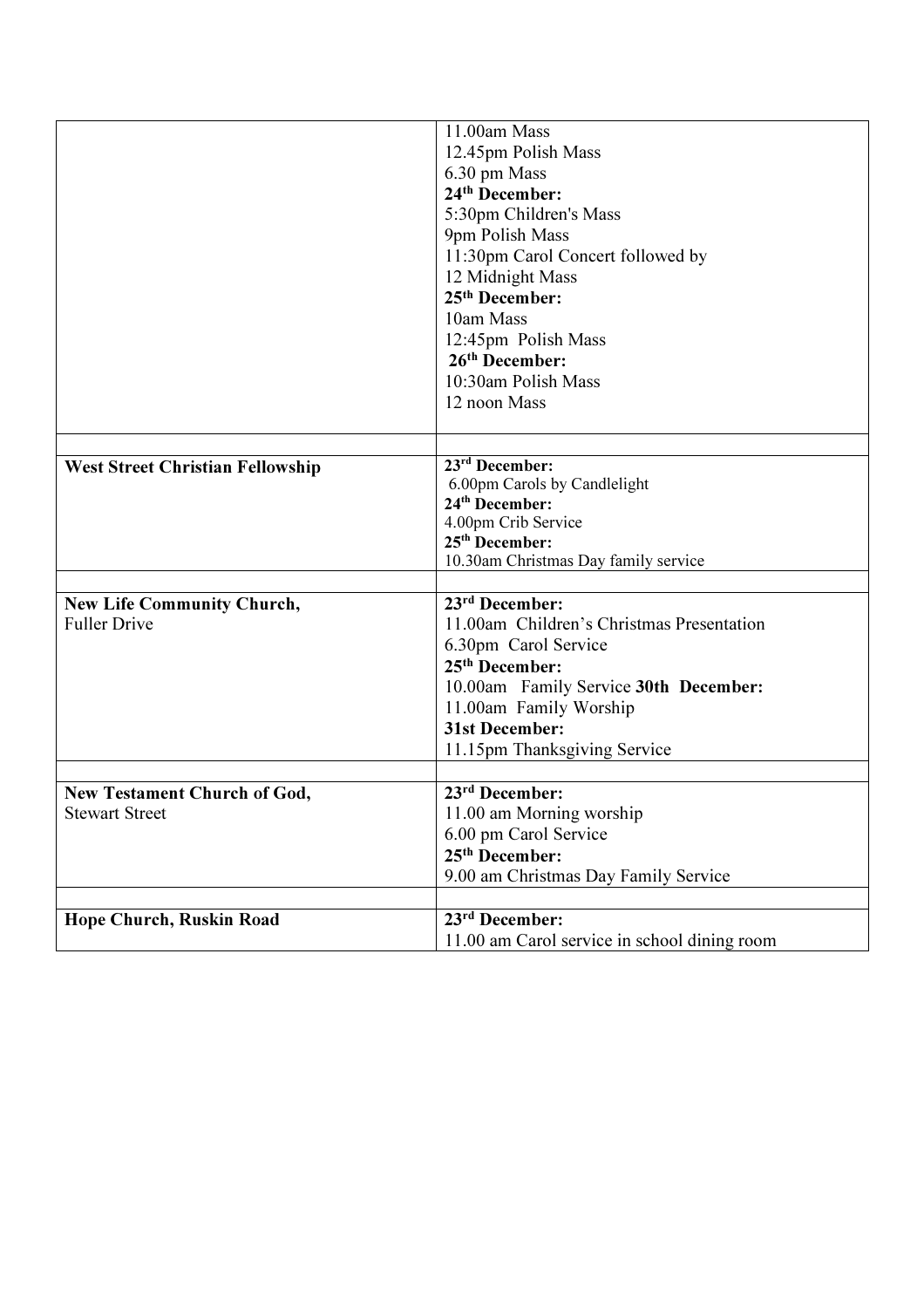| | |
|---|---|
| | 11.00am Mass<br>12.45pm Polish Mass<br>6.30 pm Mass<br>**24th December:**<br>5:30pm Children's Mass<br>9pm Polish Mass<br>11:30pm Carol Concert followed by<br>12 Midnight Mass<br>**25th December:**<br>10am Mass<br>12:45pm Polish Mass<br>**26th December:**<br>10:30am Polish Mass<br>12 noon Mass |
| | |
| **West Street Christian Fellowship** | **23rd December:**<br>6.00pm Carols by Candlelight<br>**24th December:**<br>4.00pm Crib Service<br>**25th December:**<br>10.30am Christmas Day family service |
| | |
| **New Life Community Church,**<br>Fuller Drive | **23rd December:**<br>11.00am Children's Christmas Presentation<br>6.30pm Carol Service<br>**25th December:**<br>10.00am Family Service **30th December:**<br>11.00am Family Worship<br>**31st December:**<br>11.15pm Thanksgiving Service |
| | |
| **New Testament Church of God,**<br>Stewart Street | **23rd December:**<br>11.00 am Morning worship<br>6.00 pm Carol Service<br>**25th December:**<br>9.00 am Christmas Day Family Service |
| | |
| **Hope Church, Ruskin Road** | **23rd December:**<br>11.00 am Carol service in school dining room |